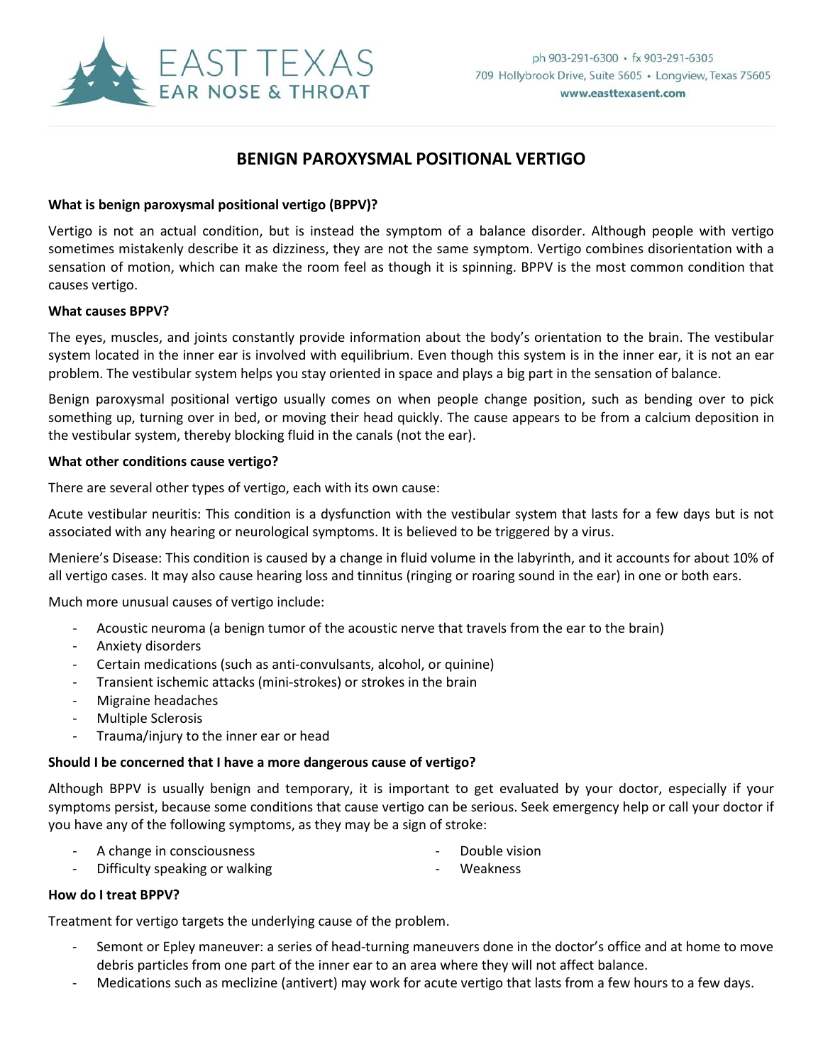# EAST TEXAS EAR NOSE & THROAT

ph 903-291-6300 • fx 903-291-6305
709 Hollybrook Drive, Suite 5605 • Longview, Texas 75605
www.easttexasent.com

## BENIGN PAROXYSMAL POSITIONAL VERTIGO

**What is benign paroxysmal positional vertigo (BPPV)?**

Vertigo is not an actual condition, but is instead the symptom of a balance disorder. Although people with vertigo sometimes mistakenly describe it as dizziness, they are not the same symptom. Vertigo combines disorientation with a sensation of motion, which can make the room feel as though it is spinning. BPPV is the most common condition that causes vertigo.

**What causes BPPV?**

The eyes, muscles, and joints constantly provide information about the body's orientation to the brain. The vestibular system located in the inner ear is involved with equilibrium. Even though this system is in the inner ear, it is not an ear problem. The vestibular system helps you stay oriented in space and plays a big part in the sensation of balance.

Benign paroxysmal positional vertigo usually comes on when people change position, such as bending over to pick something up, turning over in bed, or moving their head quickly. The cause appears to be from a calcium deposition in the vestibular system, thereby blocking fluid in the canals (not the ear).

**What other conditions cause vertigo?**

There are several other types of vertigo, each with its own cause:

Acute vestibular neuritis: This condition is a dysfunction with the vestibular system that lasts for a few days but is not associated with any hearing or neurological symptoms. It is believed to be triggered by a virus.

Meniere's Disease: This condition is caused by a change in fluid volume in the labyrinth, and it accounts for about 10% of all vertigo cases. It may also cause hearing loss and tinnitus (ringing or roaring sound in the ear) in one or both ears.

Much more unusual causes of vertigo include:

- Acoustic neuroma (a benign tumor of the acoustic nerve that travels from the ear to the brain)
- Anxiety disorders
- Certain medications (such as anti-convulsants, alcohol, or quinine)
- Transient ischemic attacks (mini-strokes) or strokes in the brain
- Migraine headaches
- Multiple Sclerosis
- Trauma/injury to the inner ear or head

**Should I be concerned that I have a more dangerous cause of vertigo?**

Although BPPV is usually benign and temporary, it is important to get evaluated by your doctor, especially if your symptoms persist, because some conditions that cause vertigo can be serious. Seek emergency help or call your doctor if you have any of the following symptoms, as they may be a sign of stroke:

- A change in consciousness
- Difficulty speaking or walking
- Double vision
- Weakness

**How do I treat BPPV?**

Treatment for vertigo targets the underlying cause of the problem.

- Semont or Epley maneuver: a series of head-turning maneuvers done in the doctor's office and at home to move debris particles from one part of the inner ear to an area where they will not affect balance.
- Medications such as meclizine (antivert) may work for acute vertigo that lasts from a few hours to a few days.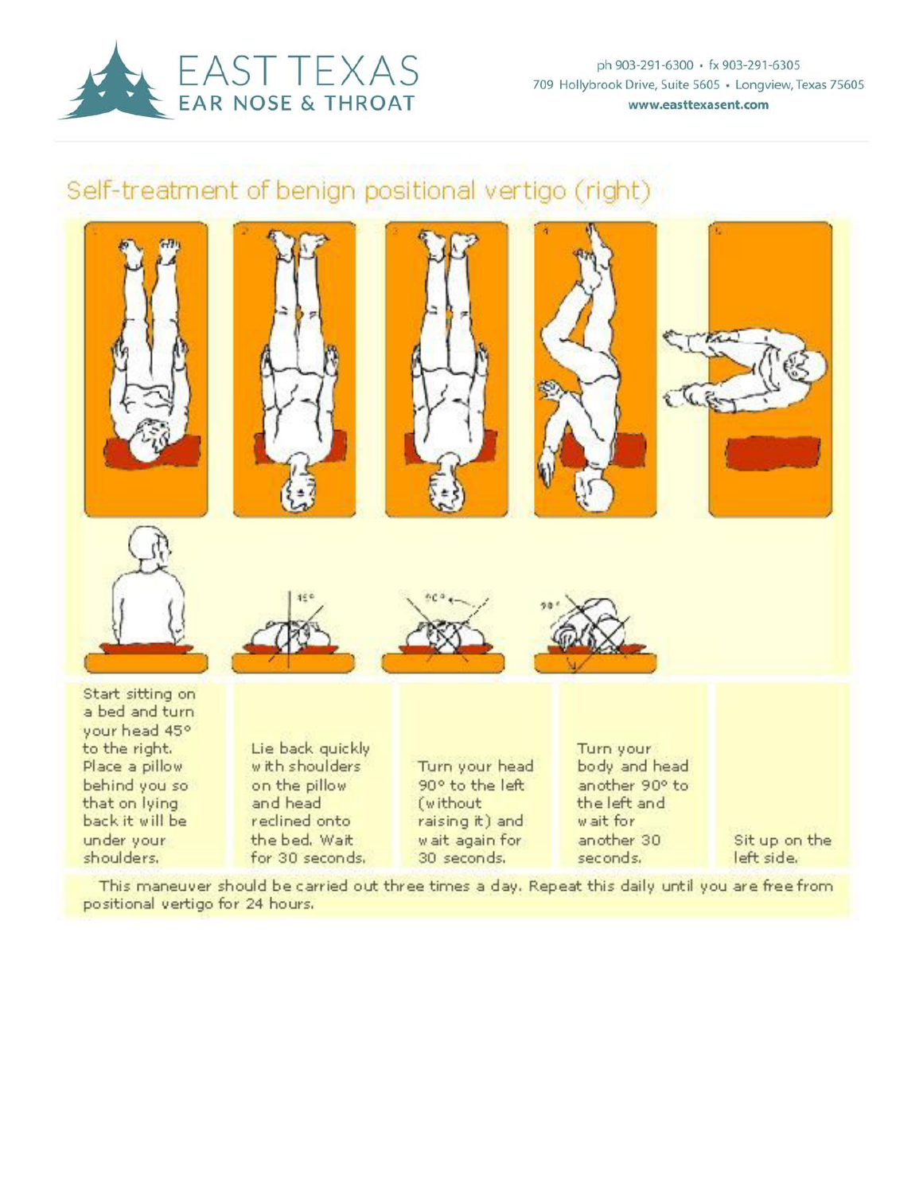# EAST TEXAS EAR NOSE & THROAT

ph 903-291-6300 • fx 903-291-6305
709 Hollybrook Drive, Suite 5605 • Longview, Texas 75605
www.easttexasent.com

## Self-treatment of benign positional vertigo (right)

1. Start sitting on a bed and turn your head 45° to the right. Place a pillow behind you so that on lying back it will be under your shoulders.
2. Lie back quickly with shoulders on the pillow and head reclined onto the bed. Wait for 30 seconds.
3. Turn your head 90° to the left (without raising it) and wait again for 30 seconds.
4. Turn your body and head another 90° to the left and wait for another 30 seconds.
5. Sit up on the left side.

This maneuver should be carried out three times a day. Repeat this daily until you are free from positional vertigo for 24 hours.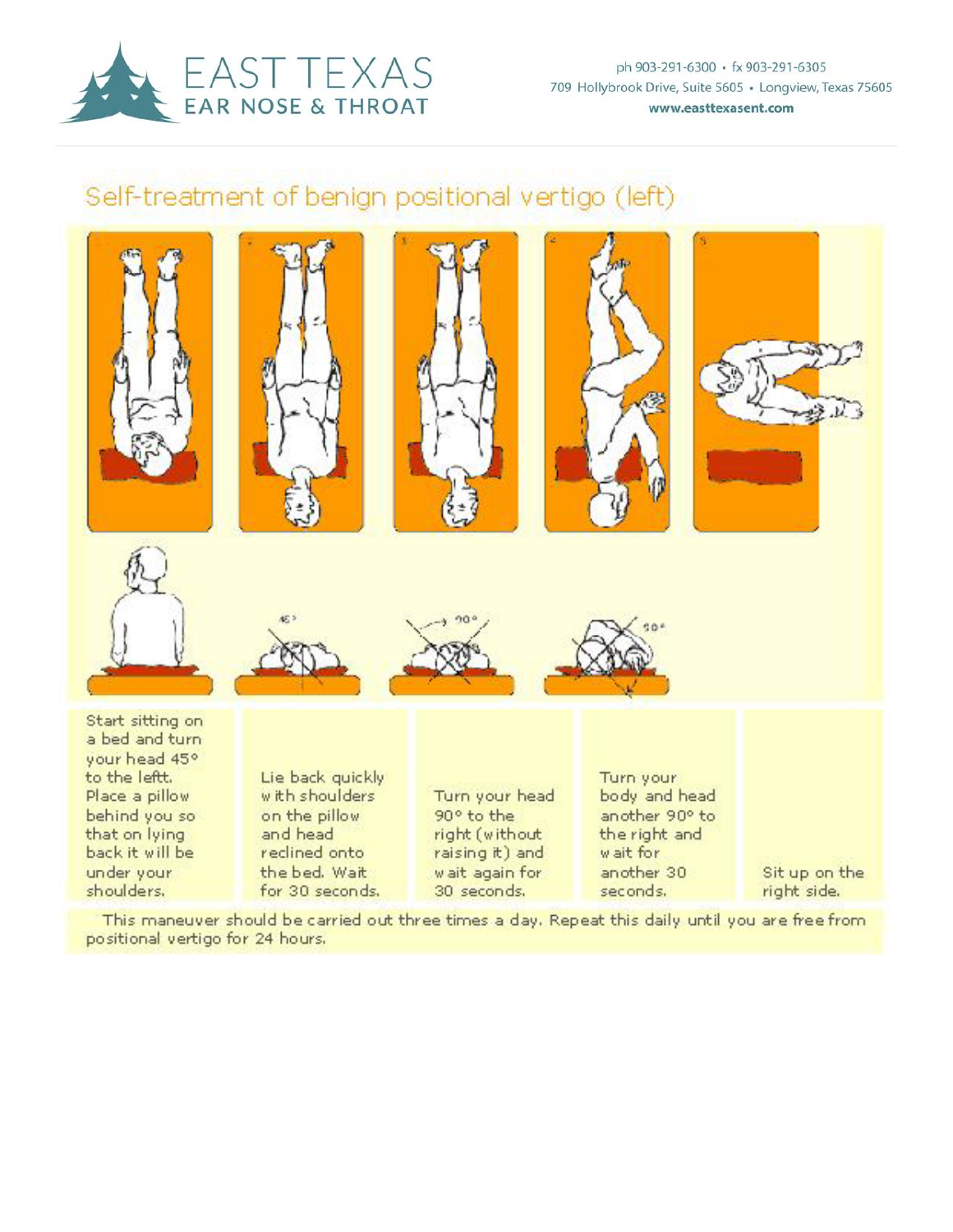EAST TEXAS
EAR NOSE & THROAT

ph 903-291-6300 • fx 903-291-6305
709 Hollybrook Drive, Suite 5605 • Longview, Texas 75605
www.easttexasent.com

## Self-treatment of benign positional vertigo (left)

45° 90° 90°

| | | | | |
|---|---|---|---|---|
| Start sitting on a bed and turn your head 45° to the leftt. Place a pillow behind you so that on lying back it will be under your shoulders. | Lie back quickly with shoulders on the pillow and head reclined onto the bed. Wait for 30 seconds. | Turn your head 90° to the right (without raising it) and wait again for 30 seconds. | Turn your body and head another 90° to the right and wait for another 30 seconds. | Sit up on the right side. |

This maneuver should be carried out three times a day. Repeat this daily until you are free from positional vertigo for 24 hours.